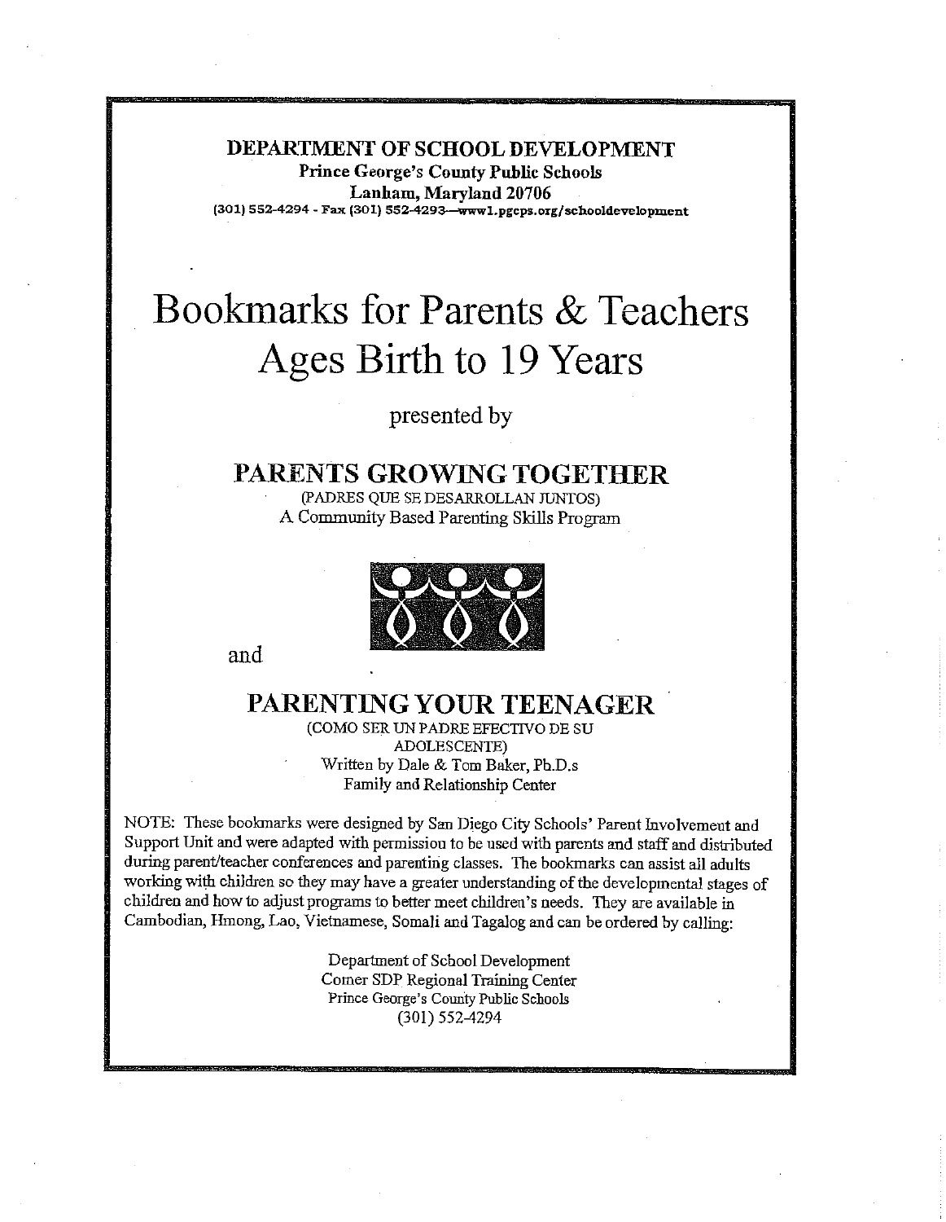**DEPARTMENT OF SCHOOL DEVELOPMENT**
**Prince George's County Public Schools**
**Lanham, Maryland 20706**
(301) 552-4294 - Fax (301) 552-4293—www1.pgcps.org/schooldevelopment

# Bookmarks for Parents & Teachers Ages Birth to 19 Years

presented by

## PARENTS GROWING TOGETHER

(PADRES QUE SE DESARROLLAN JUNTOS)
A Community Based Parenting Skills Program

and

## PARENTING YOUR TEENAGER

(COMO SER UN PADRE EFECTIVO DE SU ADOLESCENTE)
Written by Dale & Tom Baker, Ph.D.s
Family and Relationship Center

NOTE: These bookmarks were designed by San Diego City Schools' Parent Involvement and Support Unit and were adapted with permission to be used with parents and staff and distributed during parent/teacher conferences and parenting classes. The bookmarks can assist all adults working with children so they may have a greater understanding of the developmental stages of children and how to adjust programs to better meet children's needs. They are available in Cambodian, Hmong, Lao, Vietnamese, Somali and Tagalog and can be ordered by calling:

Department of School Development
Comer SDP Regional Training Center
Prince George's County Public Schools
(301) 552-4294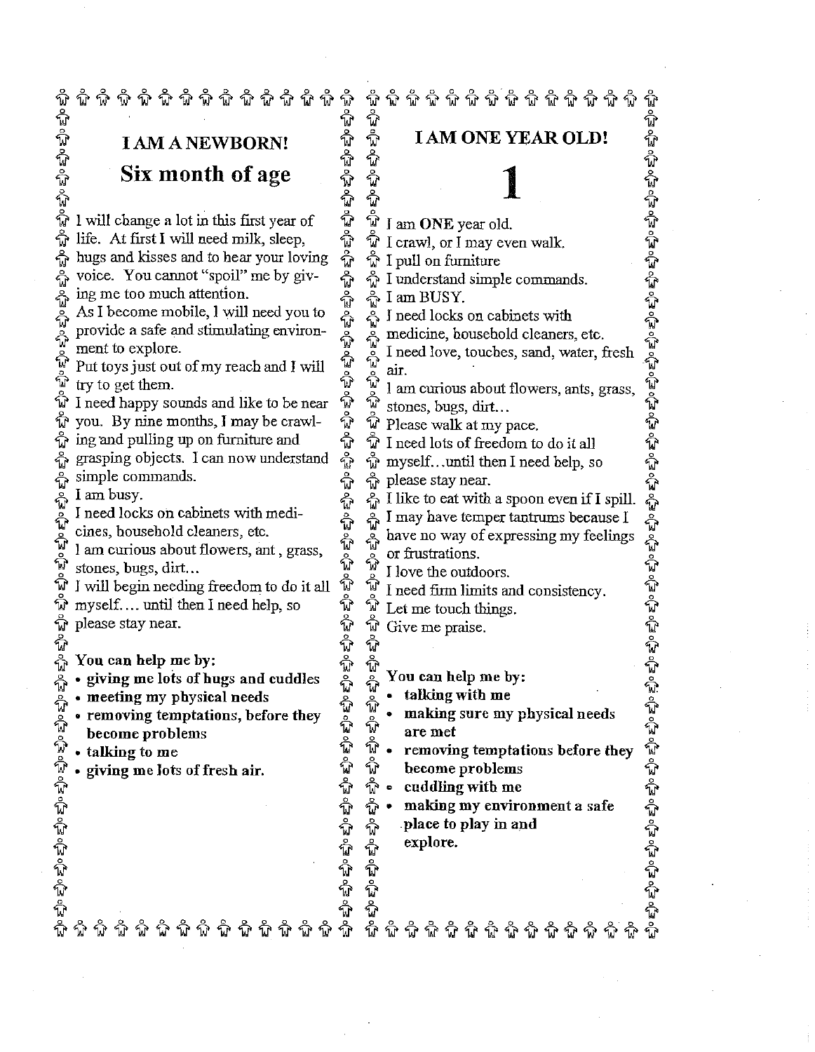## I AM A NEWBORN!

## Six month of age

I will change a lot in this first year of life. At first I will need milk, sleep, hugs and kisses and to hear your loving voice. You cannot "spoil" me by giving me too much attention.

As I become mobile, I will need you to provide a safe and stimulating environment to explore.

Put toys just out of my reach and I will try to get them.

I need happy sounds and like to be near you. By nine months, I may be crawling and pulling up on furniture and grasping objects. I can now understand simple commands.

I am busy.

I need locks on cabinets with medicines, household cleaners, etc.

I am curious about flowers, ant, grass, stones, bugs, dirt...

I will begin needing freedom to do it all myself.... until then I need help, so please stay near.

**You can help me by:**

- **giving me lots of hugs and cuddles**
- **meeting my physical needs**
- **removing temptations, before they become problems**
- **talking to me**
- **giving me lots of fresh air.**

## I AM ONE YEAR OLD!

## 1

I am **ONE** year old.

I crawl, or I may even walk.

I pull on furniture

I understand simple commands.

I am BUSY.

I need locks on cabinets with medicine, household cleaners, etc.

I need love, touches, sand, water, fresh air.

I am curious about flowers, ants, grass, stones, bugs, dirt...

Please walk at my pace.

I need lots of freedom to do it all myself...until then I need help, so please stay near.

I like to eat with a spoon even if I spill.

I may have temper tantrums because I have no way of expressing my feelings or frustrations.

I love the outdoors.

I need firm limits and consistency.

Let me touch things.

Give me praise.

**You can help me by:**

- **talking with me**
- **making sure my physical needs are met**
- **removing temptations before they become problems**
- **cuddling with me**
- **making my environment a safe place to play in and explore.**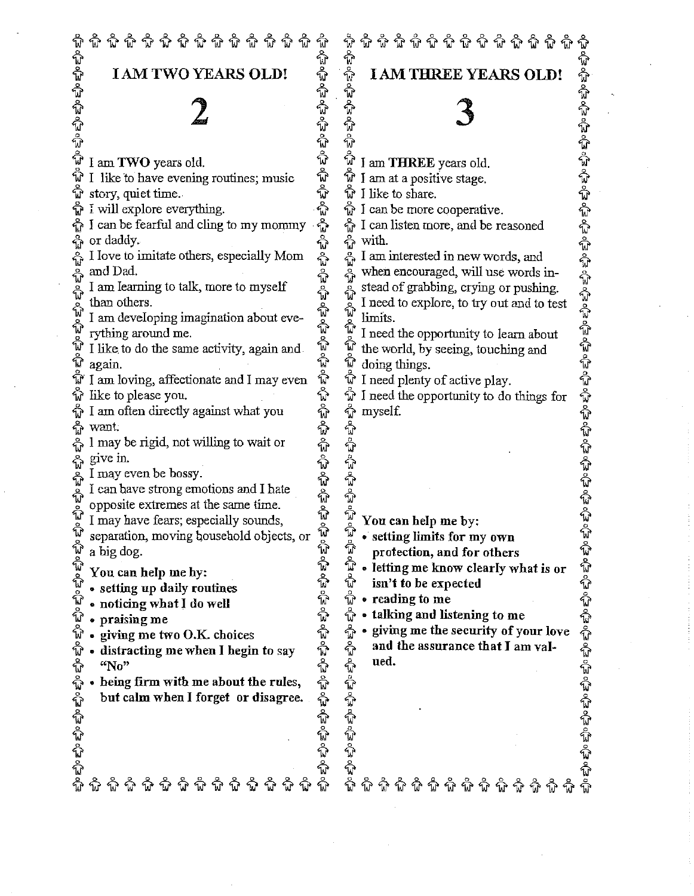## I AM TWO YEARS OLD!

# 2

I am **TWO** years old.

I like to have evening routines; music story, quiet time.

I will explore everything.

I can be fearful and cling to my mommy or daddy.

I love to imitate others, especially Mom and Dad.

I am learning to talk, more to myself than others.

I am developing imagination about everything around me.

I like to do the same activity, again and again.

I am loving, affectionate and I may even like to please you.

I am often directly against what you want.

I may be rigid, not willing to wait or give in.

I may even be bossy.

I can have strong emotions and I hate opposite extremes at the same time.

I may have fears; especially sounds, separation, moving household objects, or a big dog.

**You can help me by:**

- **setting up daily routines**
- **noticing what I do well**
- **praising me**
- **giving me two O.K. choices**
- **distracting me when I begin to say "No"**
- **being firm with me about the rules, but calm when I forget or disagree.**

## I AM THREE YEARS OLD!

# 3

I am **THREE** years old.

I am at a positive stage.

I like to share.

I can be more cooperative.

I can listen more, and be reasoned with.

I am interested in new words, and when encouraged, will use words instead of grabbing, crying or pushing.

I need to explore, to try out and to test limits.

I need the opportunity to learn about the world, by seeing, touching and doing things.

I need plenty of active play.

I need the opportunity to do things for myself.

**You can help me by:**

- **setting limits for my own protection, and for others**
- **letting me know clearly what is or isn't to be expected**
- **reading to me**
- **talking and listening to me**
- **giving me the security of your love and the assurance that I am valued.**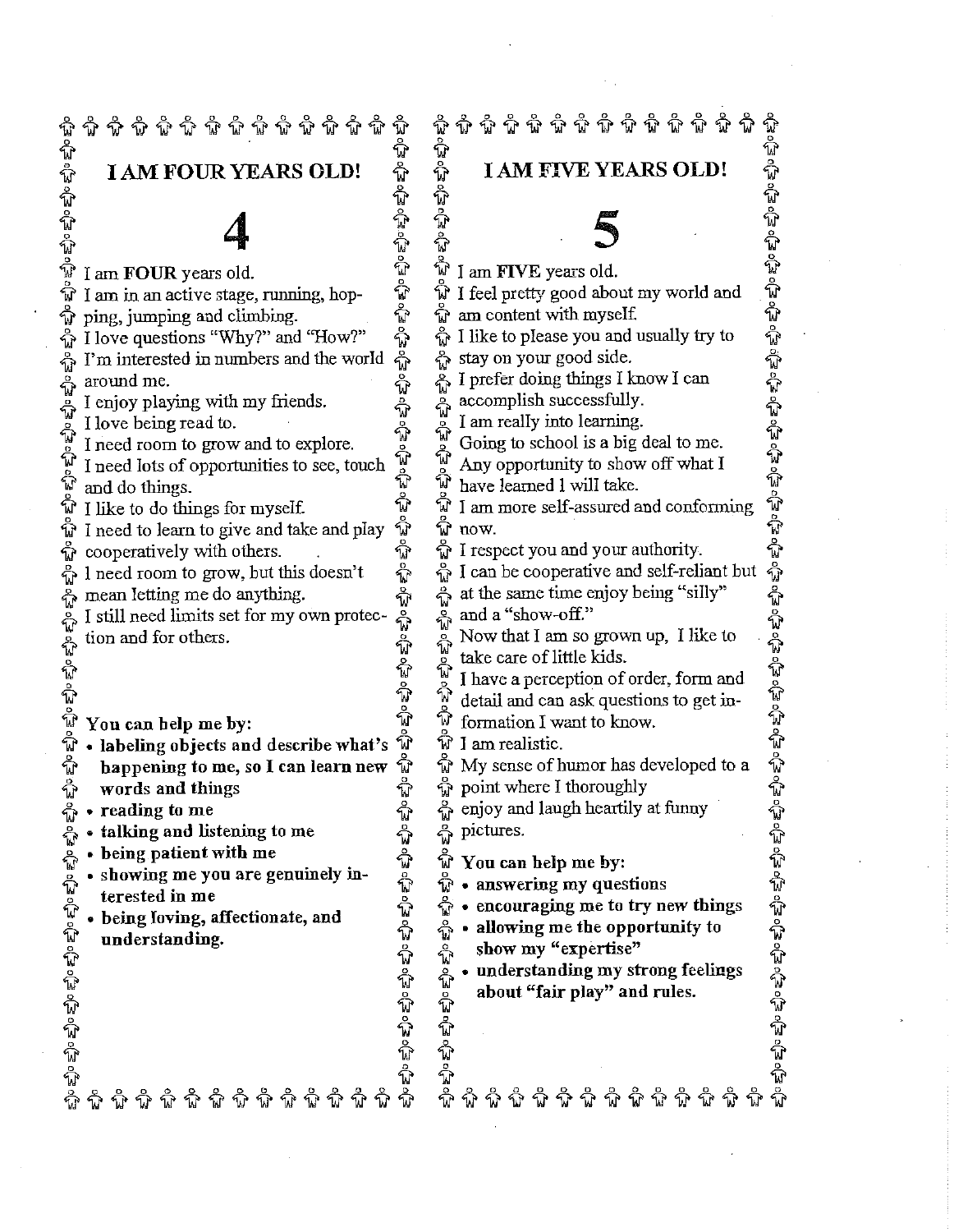## I AM FOUR YEARS OLD!

# 4

I am **FOUR** years old.
I am in an active stage, running, hopping, jumping and climbing.
I love questions "Why?" and "How?"
I'm interested in numbers and the world around me.
I enjoy playing with my friends.
I love being read to.
I need room to grow and to explore.
I need lots of opportunities to see, touch and do things.
I like to do things for myself.
I need to learn to give and take and play cooperatively with others.
I need room to grow, but this doesn't mean letting me do anything.
I still need limits set for my own protection and for others.

**You can help me by:**

- **labeling objects and describe what's happening to me, so I can learn new words and things**
- **reading to me**
- **talking and listening to me**
- **being patient with me**
- **showing me you are genuinely interested in me**
- **being loving, affectionate, and understanding.**

## I AM FIVE YEARS OLD!

# 5

I am **FIVE** years old.
I feel pretty good about my world and am content with myself.
I like to please you and usually try to stay on your good side.
I prefer doing things I know I can accomplish successfully.
I am really into learning.
Going to school is a big deal to me.
Any opportunity to show off what I have learned I will take.
I am more self-assured and conforming now.
I respect you and your authority.
I can be cooperative and self-reliant but at the same time enjoy being "silly" and a "show-off."
Now that I am so grown up, I like to take care of little kids.
I have a perception of order, form and detail and can ask questions to get information I want to know.
I am realistic.
My sense of humor has developed to a point where I thoroughly enjoy and laugh heartily at funny pictures.

**You can help me by:**

- **answering my questions**
- **encouraging me to try new things**
- **allowing me the opportunity to show my "expertise"**
- **understanding my strong feelings about "fair play" and rules.**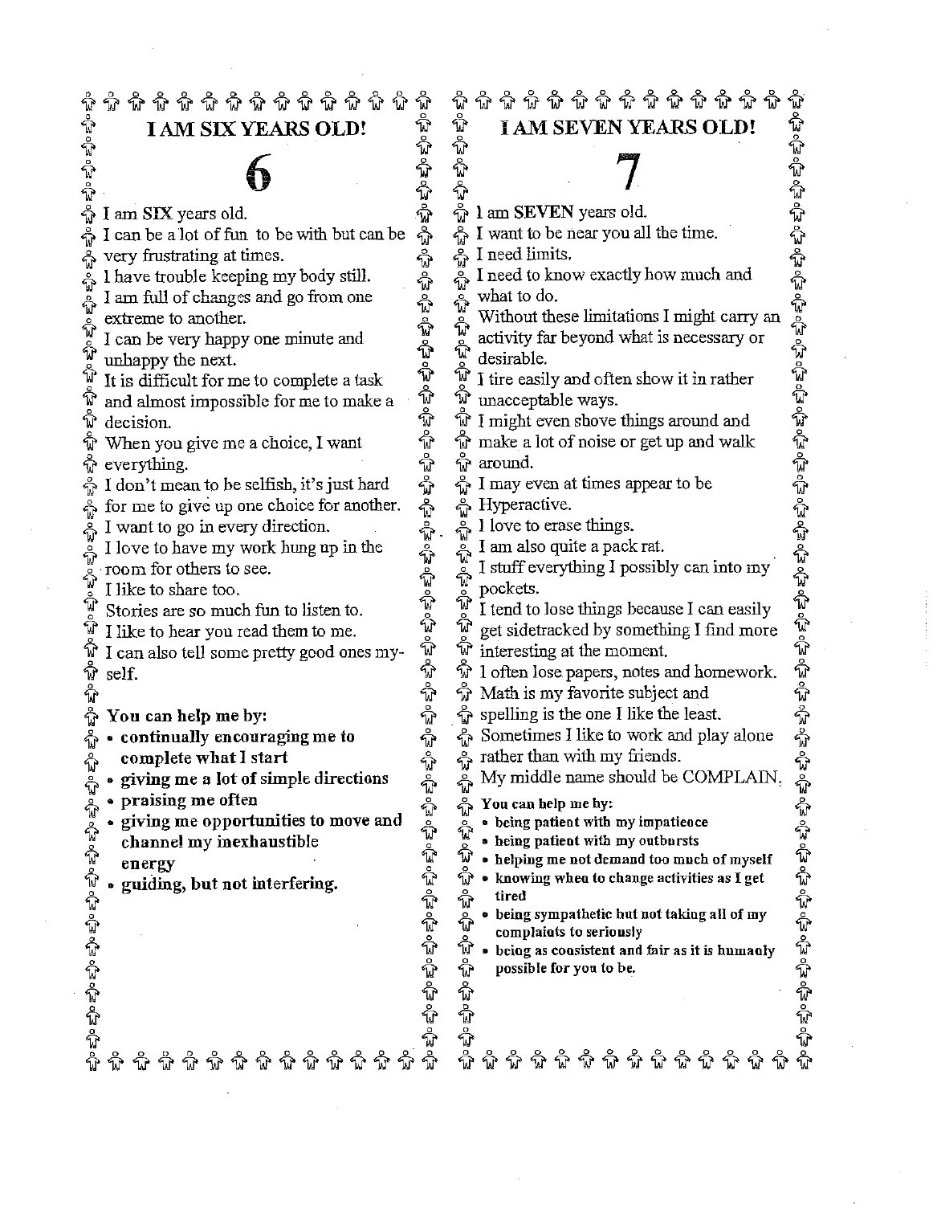## I AM SIX YEARS OLD!

# 6

I am **SIX** years old.
I can be a lot of fun to be with but can be very frustrating at times.
I have trouble keeping my body still.
I am full of changes and go from one extreme to another.
I can be very happy one minute and unhappy the next.
It is difficult for me to complete a task and almost impossible for me to make a decision.
When you give me a choice, I want everything.
I don't mean to be selfish, it's just hard for me to give up one choice for another.
I want to go in every direction.
I love to have my work hung up in the room for others to see.
I like to share too.
Stories are so much fun to listen to.
I like to hear you read them to me.
I can also tell some pretty good ones myself.

**You can help me by:**

- **continually encouraging me to complete what I start**
- **giving me a lot of simple directions**
- **praising me often**
- **giving me opportunities to move and channel my inexhaustible energy**
- **guiding, but not interfering.**

## I AM SEVEN YEARS OLD!

# 7

I am **SEVEN** years old.
I want to be near you all the time.
I need limits.
I need to know exactly how much and what to do.
Without these limitations I might carry an activity far beyond what is necessary or desirable.
I tire easily and often show it in rather unacceptable ways.
I might even shove things around and make a lot of noise or get up and walk around.
I may even at times appear to be Hyperactive.
I love to erase things.
I am also quite a pack rat.
I stuff everything I possibly can into my pockets.
I tend to lose things because I can easily get sidetracked by something I find more interesting at the moment.
I often lose papers, notes and homework.
Math is my favorite subject and spelling is the one I like the least.
Sometimes I like to work and play alone rather than with my friends.
My middle name should be COMPLAIN.

**You can help me by:**

- **being patient with my impatience**
- **being patient with my outbursts**
- **helping me not demand too much of myself**
- **knowing when to change activities as I get tired**
- **being sympathetic but not taking all of my complaints to seriously**
- **being as consistent and fair as it is humanly possible for you to be.**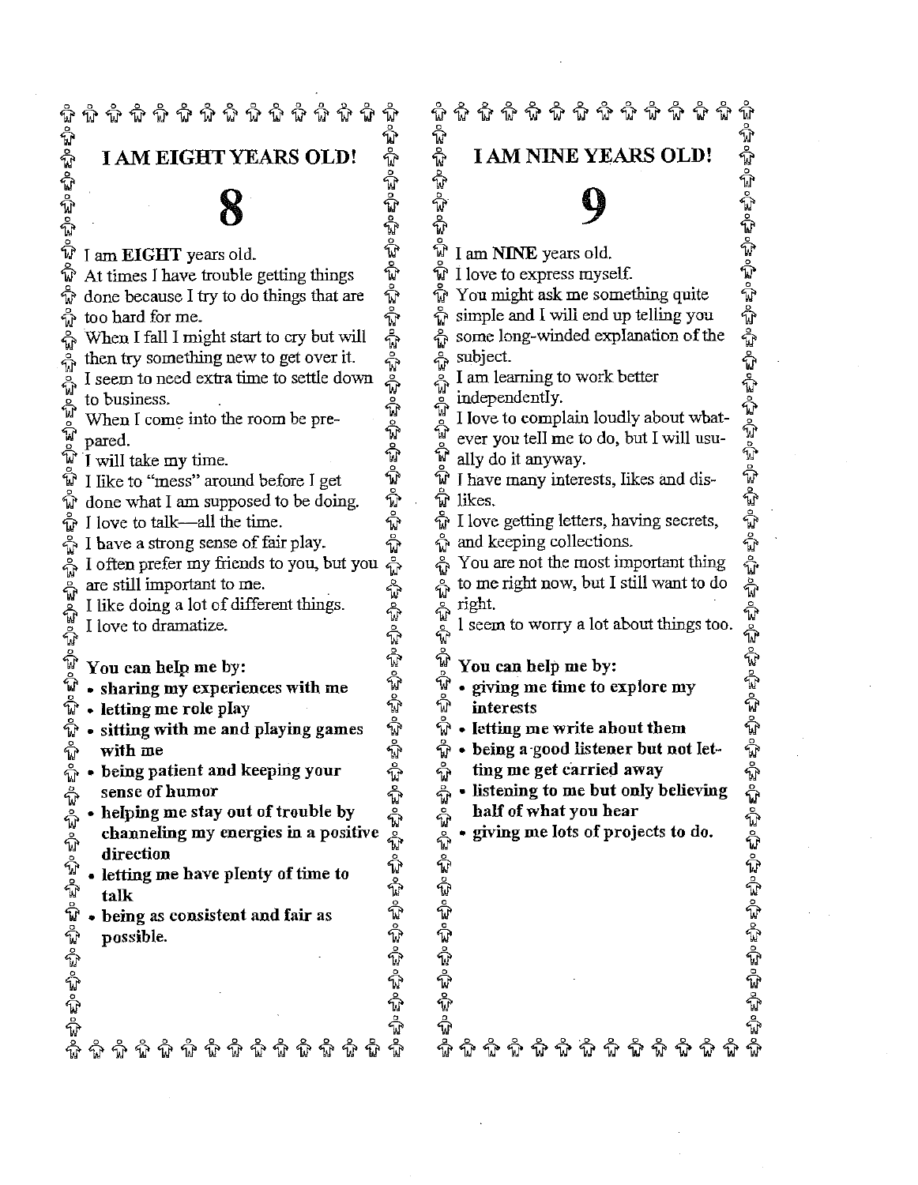# I AM EIGHT YEARS OLD!

# 8

I am **EIGHT** years old.
At times I have trouble getting things done because I try to do things that are too hard for me.
When I fall I might start to cry but will then try something new to get over it.
I seem to need extra time to settle down to business.
When I come into the room be prepared.
I will take my time.
I like to "mess" around before I get done what I am supposed to be doing.
I love to talk—all the time.
I have a strong sense of fair play.
I often prefer my friends to you, but you are still important to me.
I like doing a lot of different things.
I love to dramatize.

**You can help me by:**

- **sharing my experiences with me**
- **letting me role play**
- **sitting with me and playing games with me**
- **being patient and keeping your sense of humor**
- **helping me stay out of trouble by channeling my energies in a positive direction**
- **letting me have plenty of time to talk**
- **being as consistent and fair as possible.**

# I AM NINE YEARS OLD!

# 9

I am **NINE** years old.
I love to express myself.
You might ask me something quite simple and I will end up telling you some long-winded explanation of the subject.
I am learning to work better independently.
I love to complain loudly about whatever you tell me to do, but I will usually do it anyway.
I have many interests, likes and dislikes.
I love getting letters, having secrets, and keeping collections.
You are not the most important thing to me right now, but I still want to do right.
I seem to worry a lot about things too.

**You can help me by:**

- **giving me time to explore my interests**
- **letting me write about them**
- **being a good listener but not letting me get carried away**
- **listening to me but only believing half of what you hear**
- **giving me lots of projects to do.**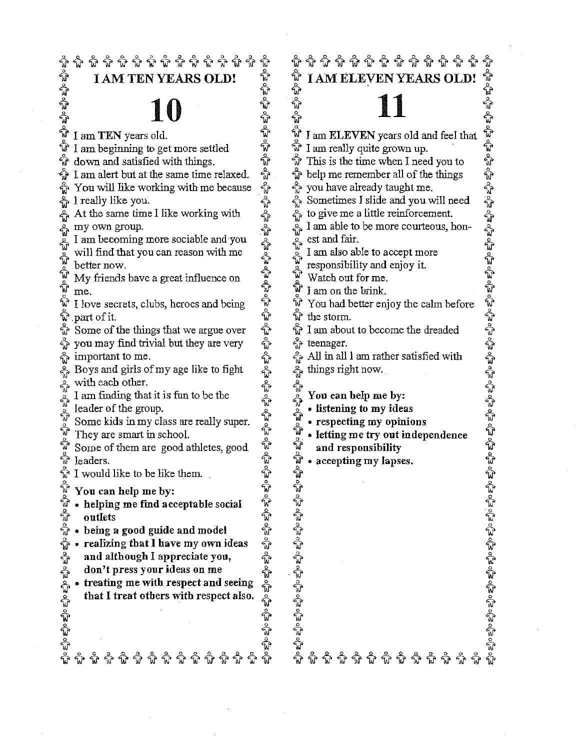# I AM TEN YEARS OLD!

# 10

I am **TEN** years old.
I am beginning to get more settled down and satisfied with things.
I am alert but at the same time relaxed.
You will like working with me because I really like you.
At the same time I like working with my own group.
I am becoming more sociable and you will find that you can reason with me better now.
My friends have a great influence on me.
I love secrets, clubs, heroes and being part of it.
Some of the things that we argue over you may find trivial but they are very important to me.
Boys and girls of my age like to fight with each other.
I am finding that it is fun to be the leader of the group.
Some kids in my class are really super.
They are smart in school.
Some of them are good athletes, good leaders.
I would like to be like them.

**You can help me by:**

- **helping me find acceptable social outlets**
- **being a good guide and model**
- **realizing that I have my own ideas and although I appreciate you, don't press your ideas on me**
- **treating me with respect and seeing that I treat others with respect also.**

# I AM ELEVEN YEARS OLD!

# 11

I am **ELEVEN** years old and feel that I am really quite grown up.
This is the time when I need you to help me remember all of the things you have already taught me.
Sometimes I slide and you will need to give me a little reinforcement.
I am able to be more courteous, honest and fair.
I am also able to accept more responsibility and enjoy it.
Watch out for me.
I am on the brink.
You had better enjoy the calm before the storm.
I am about to become the dreaded teenager.
All in all I am rather satisfied with things right now.

**You can help me by:**

- **listening to my ideas**
- **respecting my opinions**
- **letting me try out independence and responsibility**
- **accepting my lapses.**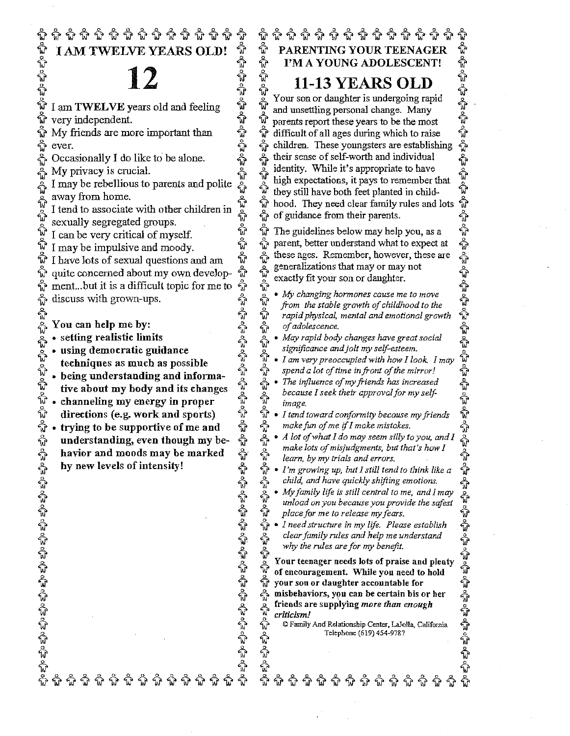# I AM TWELVE YEARS OLD!

# 12

I am **TWELVE** years old and feeling very independent.

My friends are more important than ever.

Occasionally I do like to be alone.

My privacy is crucial.

I may be rebellious to parents and polite away from home.

I tend to associate with other children in sexually segregated groups.

I can be very critical of myself.

I may be impulsive and moody.

I have lots of sexual questions and am quite concerned about my own development...but it is a difficult topic for me to discuss with grown-ups.

**You can help me by:**

- **setting realistic limits**
- **using democratic guidance techniques as much as possible**
- **being understanding and informative about my body and its changes**
- **channeling my energy in proper directions (e.g. work and sports)**
- **trying to be supportive of me and understanding, even though my behavior and moods may be marked by new levels of intensity!**

## PARENTING YOUR TEENAGER
## I'M A YOUNG ADOLESCENT!

# 11-13 YEARS OLD

Your son or daughter is undergoing rapid and unsettling personal change. Many parents report these years to be the most difficult of all ages during which to raise children. These youngsters are establishing their sense of self-worth and individual identity. While it's appropriate to have high expectations, it pays to remember that they still have both feet planted in childhood. They need clear family rules and lots of guidance from their parents.

The guidelines below may help you, as a parent, better understand what to expect at these ages. Remember, however, these are generalizations that may or may not exactly fit your son or daughter.

- *My changing hormones cause me to move from the stable growth of childhood to the rapid physical, mental and emotional growth of adolescence.*
- *May rapid body changes have great social significance and jolt my self-esteem.*
- *I am very preoccupied with how I look. I may spend a lot of time in front of the mirror!*
- *The influence of my friends has increased because I seek their approval for my self-image.*
- *I tend toward conformity because my friends make fun of me if I make mistakes.*
- *A lot of what I do may seem silly to you, and I make lots of misjudgments, but that's how I learn, by my trials and errors.*
- *I'm growing up, but I still tend to think like a child, and have quickly shifting emotions.*
- *My family life is still central to me, and I may unload on you because you provide the safest place for me to release my fears.*
- *I need structure in my life. Please establish clear family rules and help me understand why the rules are for my benefit.*

**Your teenager needs lots of praise and plenty of encouragement. While you need to hold your son or daughter accountable for misbehaviors, you can be certain his or her friends are supplying *more than enough criticism!***

© Family And Relationship Center, LaJolla, California
Telephone (619) 454-9787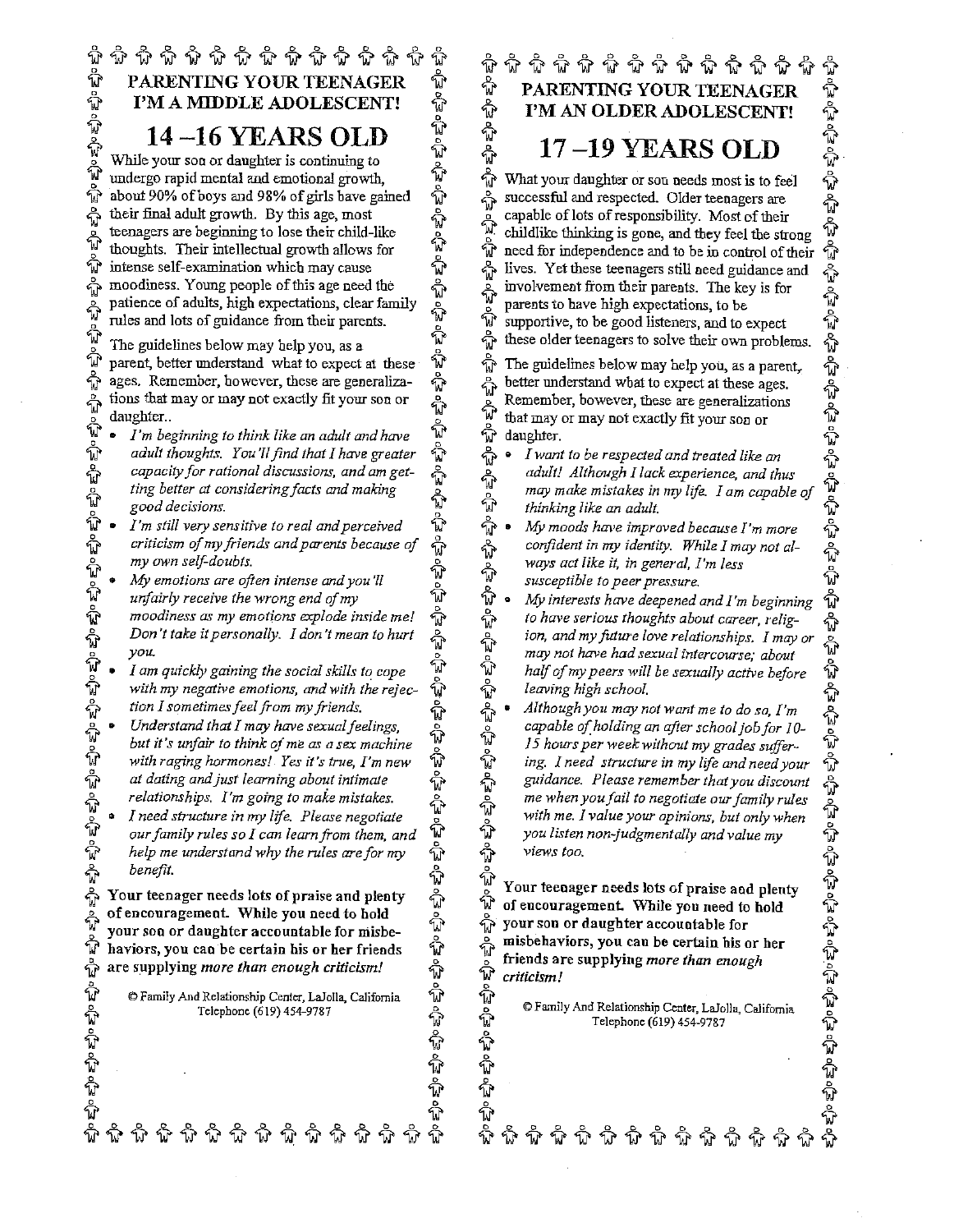## PARENTING YOUR TEENAGER
## I'M A MIDDLE ADOLESCENT!

# 14 –16 YEARS OLD

While your son or daughter is continuing to undergo rapid mental and emotional growth, about 90% of boys and 98% of girls have gained their final adult growth. By this age, most teenagers are beginning to lose their child-like thoughts. Their intellectual growth allows for intense self-examination which may cause moodiness. Young people of this age need the patience of adults, high expectations, clear family rules and lots of guidance from their parents.

The guidelines below may help you, as a parent, better understand what to expect at these ages. Remember, however, these are generalizations that may or may not exactly fit your son or daughter..

- *I'm beginning to think like an adult and have adult thoughts. You'll find that I have greater capacity for rational discussions, and am getting better at considering facts and making good decisions.*
- *I'm still very sensitive to real and perceived criticism of my friends and parents because of my own self-doubts.*
- *My emotions are often intense and you'll unfairly receive the wrong end of my moodiness as my emotions explode inside me! Don't take it personally. I don't mean to hurt you.*
- *I am quickly gaining the social skills to cope with my negative emotions, and with the rejection I sometimes feel from my friends.*
- *Understand that I may have sexual feelings, but it's unfair to think of me as a sex machine with raging hormones! Yes it's true, I'm new at dating and just learning about intimate relationships. I'm going to make mistakes.*
- *I need structure in my life. Please negotiate our family rules so I can learn from them, and help me understand why the rules are for my benefit.*

**Your teenager needs lots of praise and plenty of encouragement. While you need to hold your son or daughter accountable for misbehaviors, you can be certain his or her friends are supplying *more than enough criticism!***

© Family And Relationship Center, LaJolla, California
Telephone (619) 454-9787

## PARENTING YOUR TEENAGER
## I'M AN OLDER ADOLESCENT!

# 17 –19 YEARS OLD

What your daughter or son needs most is to feel successful and respected. Older teenagers are capable of lots of responsibility. Most of their childlike thinking is gone, and they feel the strong need for independence and to be in control of their lives. Yet these teenagers still need guidance and involvement from their parents. The key is for parents to have high expectations, to be supportive, to be good listeners, and to expect these older teenagers to solve their own problems.

The guidelines below may help you, as a parent, better understand what to expect at these ages. Remember, however, these are generalizations that may or may not exactly fit your son or daughter.

- *I want to be respected and treated like an adult! Although I lack experience, and thus may make mistakes in my life. I am capable of thinking like an adult.*
- *My moods have improved because I'm more confident in my identity. While I may not always act like it, in general, I'm less susceptible to peer pressure.*
- *My interests have deepened and I'm beginning to have serious thoughts about career, religion, and my future love relationships. I may or may not have had sexual intercourse; about half of my peers will be sexually active before leaving high school.*
- *Although you may not want me to do so, I'm capable of holding an after school job for 10-15 hours per week without my grades suffering. I need structure in my life and need your guidance. Please remember that you discount me when you fail to negotiate our family rules with me. I value your opinions, but only when you listen non-judgmentally and value my views too.*

**Your teenager needs lots of praise and plenty of encouragement. While you need to hold your son or daughter accountable for misbehaviors, you can be certain his or her friends are supplying *more than enough criticism!***

© Family And Relationship Center, LaJolla, California
Telephone (619) 454-9787